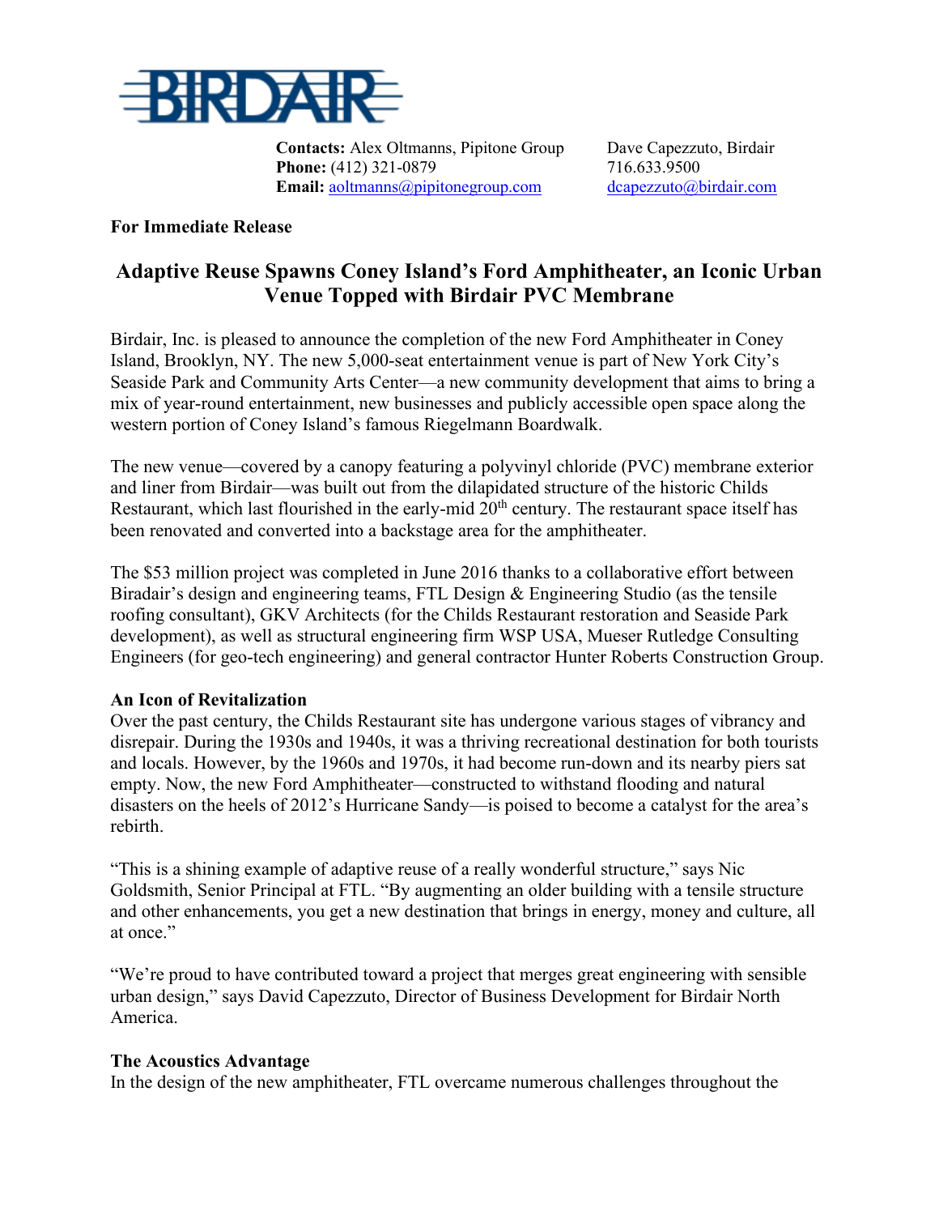BIRDAIR

**Contacts:** Alex Oltmanns, Pipitone Group
**Phone:** (412) 321-0879
**Email:** aoltmanns@pipitonegroup.com

Dave Capezzuto, Birdair
716.633.9500
dcapezzuto@birdair.com

**For Immediate Release**

# Adaptive Reuse Spawns Coney Island's Ford Amphitheater, an Iconic Urban Venue Topped with Birdair PVC Membrane

Birdair, Inc. is pleased to announce the completion of the new Ford Amphitheater in Coney Island, Brooklyn, NY. The new 5,000-seat entertainment venue is part of New York City's Seaside Park and Community Arts Center—a new community development that aims to bring a mix of year-round entertainment, new businesses and publicly accessible open space along the western portion of Coney Island's famous Riegelmann Boardwalk.

The new venue—covered by a canopy featuring a polyvinyl chloride (PVC) membrane exterior and liner from Birdair—was built out from the dilapidated structure of the historic Childs Restaurant, which last flourished in the early-mid 20th century. The restaurant space itself has been renovated and converted into a backstage area for the amphitheater.

The $53 million project was completed in June 2016 thanks to a collaborative effort between Biradair's design and engineering teams, FTL Design & Engineering Studio (as the tensile roofing consultant), GKV Architects (for the Childs Restaurant restoration and Seaside Park development), as well as structural engineering firm WSP USA, Mueser Rutledge Consulting Engineers (for geo-tech engineering) and general contractor Hunter Roberts Construction Group.

**An Icon of Revitalization**

Over the past century, the Childs Restaurant site has undergone various stages of vibrancy and disrepair. During the 1930s and 1940s, it was a thriving recreational destination for both tourists and locals. However, by the 1960s and 1970s, it had become run-down and its nearby piers sat empty. Now, the new Ford Amphitheater—constructed to withstand flooding and natural disasters on the heels of 2012's Hurricane Sandy—is poised to become a catalyst for the area's rebirth.

"This is a shining example of adaptive reuse of a really wonderful structure," says Nic Goldsmith, Senior Principal at FTL. "By augmenting an older building with a tensile structure and other enhancements, you get a new destination that brings in energy, money and culture, all at once."

"We're proud to have contributed toward a project that merges great engineering with sensible urban design," says David Capezzuto, Director of Business Development for Birdair North America.

**The Acoustics Advantage**

In the design of the new amphitheater, FTL overcame numerous challenges throughout the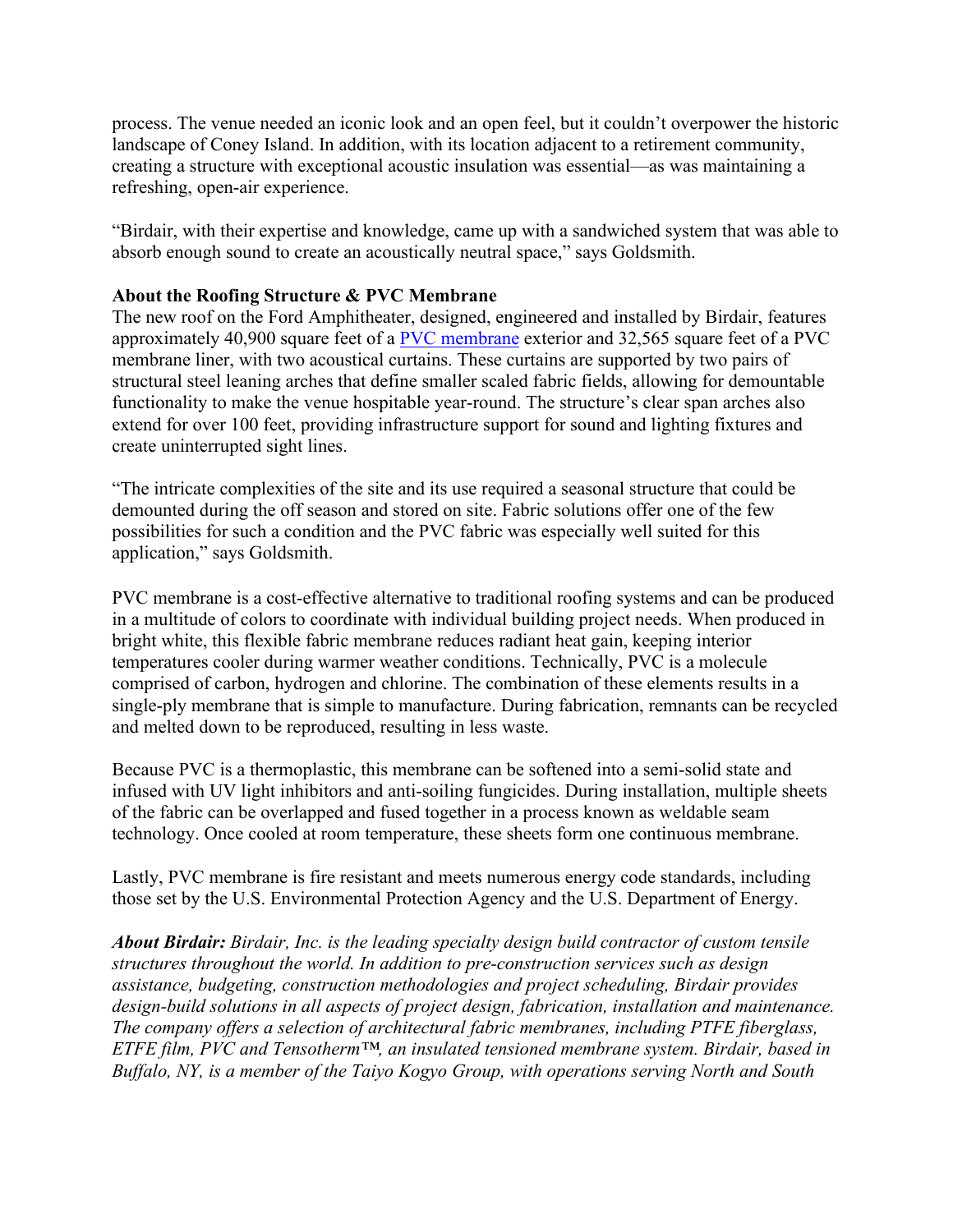process. The venue needed an iconic look and an open feel, but it couldn't overpower the historic landscape of Coney Island. In addition, with its location adjacent to a retirement community, creating a structure with exceptional acoustic insulation was essential—as was maintaining a refreshing, open-air experience.

"Birdair, with their expertise and knowledge, came up with a sandwiched system that was able to absorb enough sound to create an acoustically neutral space," says Goldsmith.

**About the Roofing Structure & PVC Membrane**

The new roof on the Ford Amphitheater, designed, engineered and installed by Birdair, features approximately 40,900 square feet of a PVC membrane exterior and 32,565 square feet of a PVC membrane liner, with two acoustical curtains. These curtains are supported by two pairs of structural steel leaning arches that define smaller scaled fabric fields, allowing for demountable functionality to make the venue hospitable year-round. The structure's clear span arches also extend for over 100 feet, providing infrastructure support for sound and lighting fixtures and create uninterrupted sight lines.

"The intricate complexities of the site and its use required a seasonal structure that could be demounted during the off season and stored on site. Fabric solutions offer one of the few possibilities for such a condition and the PVC fabric was especially well suited for this application," says Goldsmith.

PVC membrane is a cost-effective alternative to traditional roofing systems and can be produced in a multitude of colors to coordinate with individual building project needs. When produced in bright white, this flexible fabric membrane reduces radiant heat gain, keeping interior temperatures cooler during warmer weather conditions. Technically, PVC is a molecule comprised of carbon, hydrogen and chlorine. The combination of these elements results in a single-ply membrane that is simple to manufacture. During fabrication, remnants can be recycled and melted down to be reproduced, resulting in less waste.

Because PVC is a thermoplastic, this membrane can be softened into a semi-solid state and infused with UV light inhibitors and anti-soiling fungicides. During installation, multiple sheets of the fabric can be overlapped and fused together in a process known as weldable seam technology. Once cooled at room temperature, these sheets form one continuous membrane.

Lastly, PVC membrane is fire resistant and meets numerous energy code standards, including those set by the U.S. Environmental Protection Agency and the U.S. Department of Energy.

***About Birdair:*** *Birdair, Inc. is the leading specialty design build contractor of custom tensile structures throughout the world. In addition to pre-construction services such as design assistance, budgeting, construction methodologies and project scheduling, Birdair provides design-build solutions in all aspects of project design, fabrication, installation and maintenance. The company offers a selection of architectural fabric membranes, including PTFE fiberglass, ETFE film, PVC and Tensotherm™, an insulated tensioned membrane system. Birdair, based in Buffalo, NY, is a member of the Taiyo Kogyo Group, with operations serving North and South*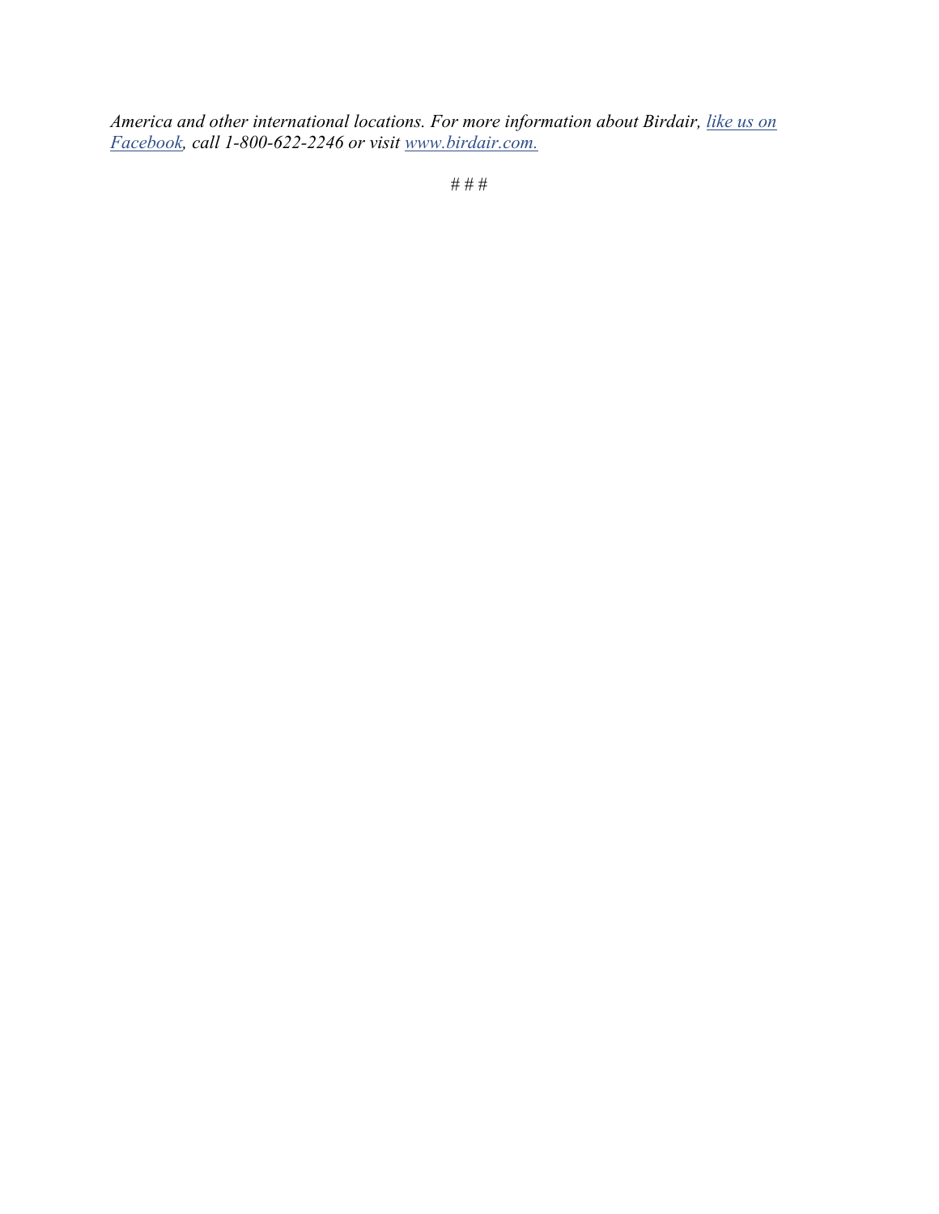*America and other international locations. For more information about Birdair, [like us on Facebook](), call 1-800-622-2246 or visit [www.birdair.com.]()*

# # #